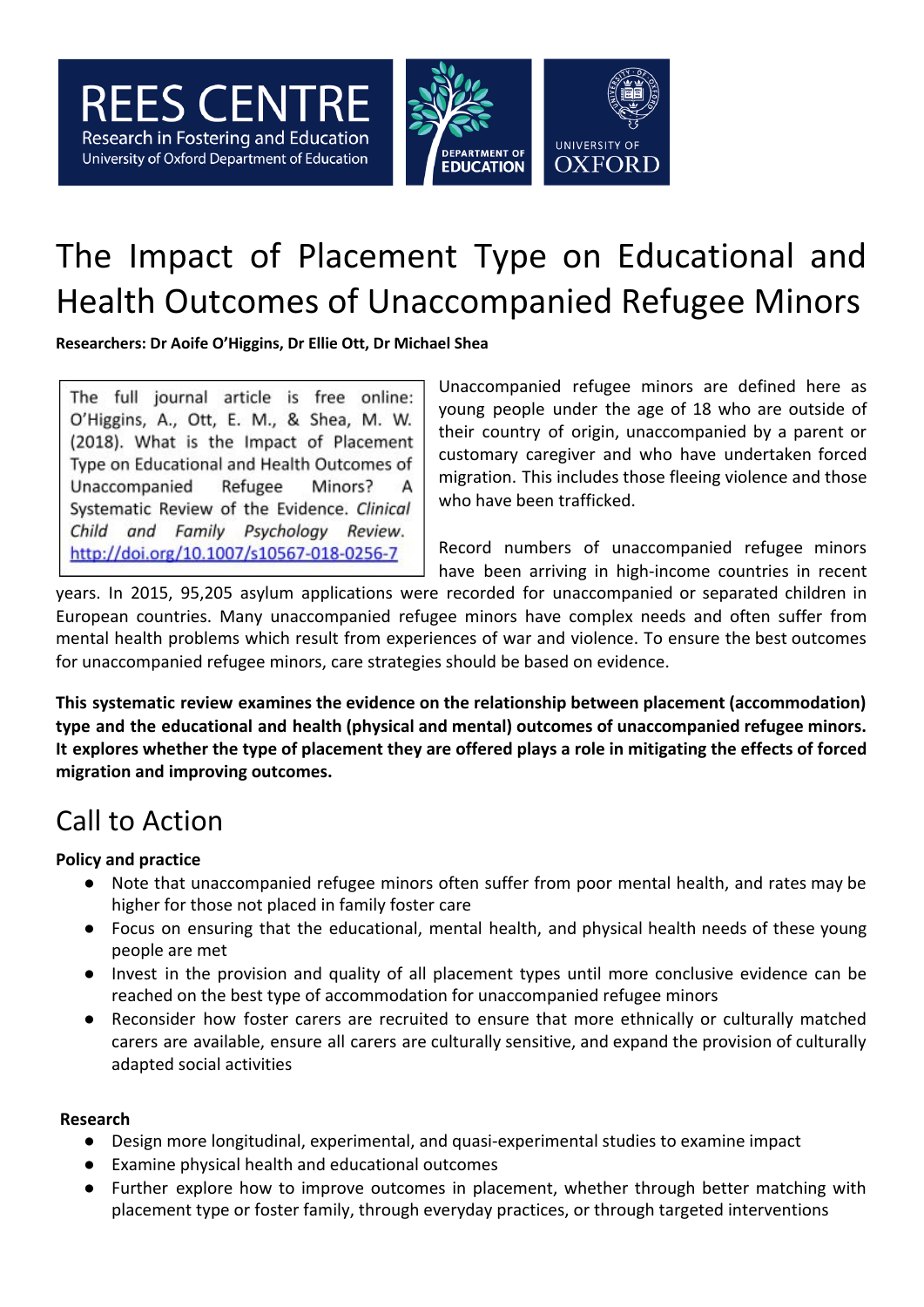REES CENTRE
Research in Fostering and Education
University of Oxford Department of Education

# The Impact of Placement Type on Educational and Health Outcomes of Unaccompanied Refugee Minors

**Researchers: Dr Aoife O'Higgins, Dr Ellie Ott, Dr Michael Shea**

The full journal article is free online: O'Higgins, A., Ott, E. M., & Shea, M. W. (2018). What is the Impact of Placement Type on Educational and Health Outcomes of Unaccompanied Refugee Minors? A Systematic Review of the Evidence. *Clinical Child and Family Psychology Review.* http://doi.org/10.1007/s10567-018-0256-7

Unaccompanied refugee minors are defined here as young people under the age of 18 who are outside of their country of origin, unaccompanied by a parent or customary caregiver and who have undertaken forced migration. This includes those fleeing violence and those who have been trafficked.

Record numbers of unaccompanied refugee minors have been arriving in high-income countries in recent years. In 2015, 95,205 asylum applications were recorded for unaccompanied or separated children in European countries. Many unaccompanied refugee minors have complex needs and often suffer from mental health problems which result from experiences of war and violence. To ensure the best outcomes for unaccompanied refugee minors, care strategies should be based on evidence.

**This systematic review examines the evidence on the relationship between placement (accommodation) type and the educational and health (physical and mental) outcomes of unaccompanied refugee minors. It explores whether the type of placement they are offered plays a role in mitigating the effects of forced migration and improving outcomes.**

## Call to Action

**Policy and practice**

- Note that unaccompanied refugee minors often suffer from poor mental health, and rates may be higher for those not placed in family foster care
- Focus on ensuring that the educational, mental health, and physical health needs of these young people are met
- Invest in the provision and quality of all placement types until more conclusive evidence can be reached on the best type of accommodation for unaccompanied refugee minors
- Reconsider how foster carers are recruited to ensure that more ethnically or culturally matched carers are available, ensure all carers are culturally sensitive, and expand the provision of culturally adapted social activities

**Research**

- Design more longitudinal, experimental, and quasi-experimental studies to examine impact
- Examine physical health and educational outcomes
- Further explore how to improve outcomes in placement, whether through better matching with placement type or foster family, through everyday practices, or through targeted interventions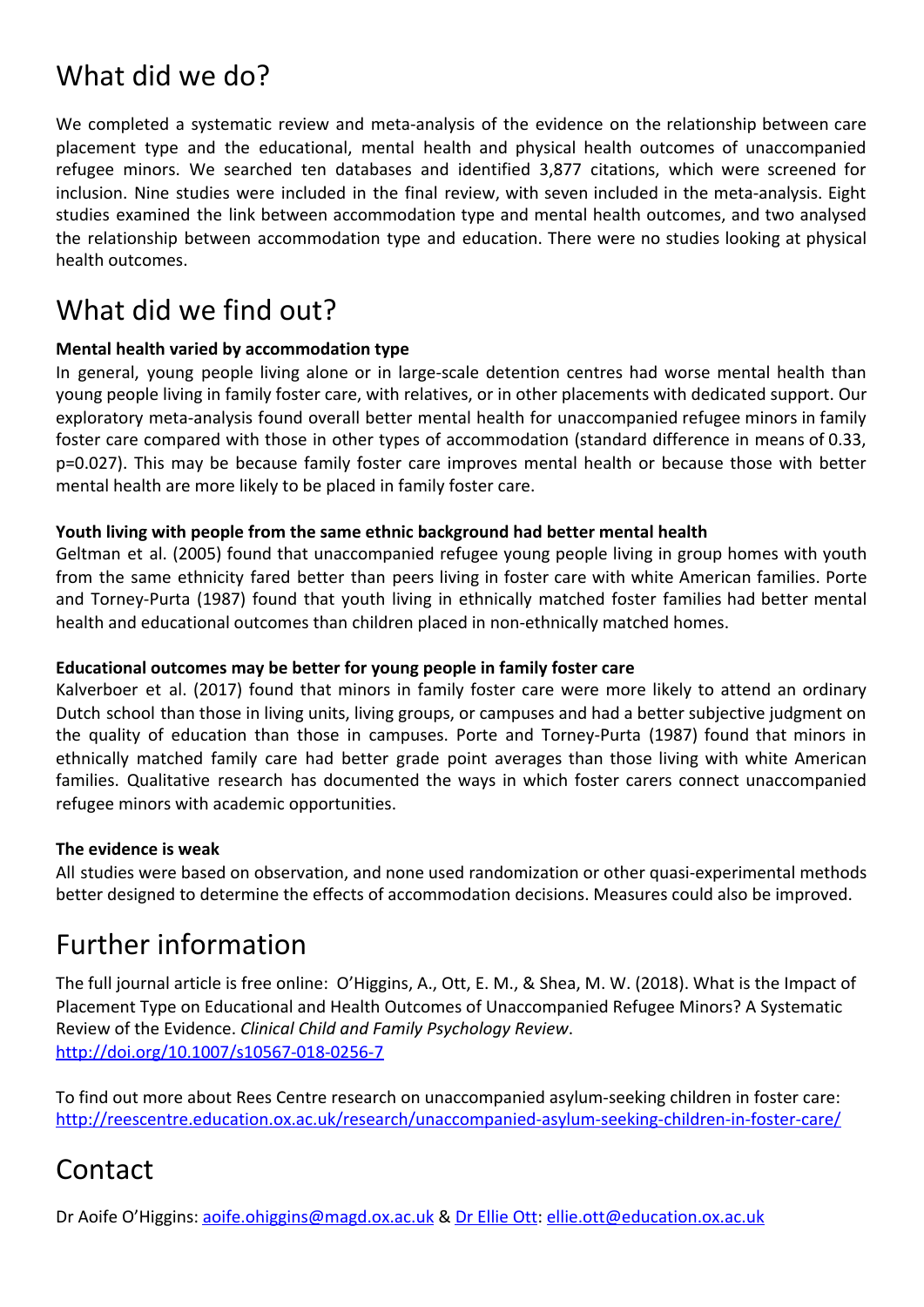## What did we do?

We completed a systematic review and meta-analysis of the evidence on the relationship between care placement type and the educational, mental health and physical health outcomes of unaccompanied refugee minors. We searched ten databases and identified 3,877 citations, which were screened for inclusion. Nine studies were included in the final review, with seven included in the meta-analysis. Eight studies examined the link between accommodation type and mental health outcomes, and two analysed the relationship between accommodation type and education. There were no studies looking at physical health outcomes.

## What did we find out?

**Mental health varied by accommodation type**

In general, young people living alone or in large-scale detention centres had worse mental health than young people living in family foster care, with relatives, or in other placements with dedicated support. Our exploratory meta-analysis found overall better mental health for unaccompanied refugee minors in family foster care compared with those in other types of accommodation (standard difference in means of 0.33, $p=0.027$). This may be because family foster care improves mental health or because those with better mental health are more likely to be placed in family foster care.

**Youth living with people from the same ethnic background had better mental health**

Geltman et al. (2005) found that unaccompanied refugee young people living in group homes with youth from the same ethnicity fared better than peers living in foster care with white American families. Porte and Torney-Purta (1987) found that youth living in ethnically matched foster families had better mental health and educational outcomes than children placed in non-ethnically matched homes.

**Educational outcomes may be better for young people in family foster care**

Kalverboer et al. (2017) found that minors in family foster care were more likely to attend an ordinary Dutch school than those in living units, living groups, or campuses and had a better subjective judgment on the quality of education than those in campuses. Porte and Torney-Purta (1987) found that minors in ethnically matched family care had better grade point averages than those living with white American families. Qualitative research has documented the ways in which foster carers connect unaccompanied refugee minors with academic opportunities.

**The evidence is weak**

All studies were based on observation, and none used randomization or other quasi-experimental methods better designed to determine the effects of accommodation decisions. Measures could also be improved.

## Further information

The full journal article is free online: O'Higgins, A., Ott, E. M., & Shea, M. W. (2018). What is the Impact of Placement Type on Educational and Health Outcomes of Unaccompanied Refugee Minors? A Systematic Review of the Evidence. *Clinical Child and Family Psychology Review*. [http://doi.org/10.1007/s10567-018-0256-7](http://doi.org/10.1007/s10567-018-0256-7)

To find out more about Rees Centre research on unaccompanied asylum-seeking children in foster care: [http://reescentre.education.ox.ac.uk/research/unaccompanied-asylum-seeking-children-in-foster-care/](http://reescentre.education.ox.ac.uk/research/unaccompanied-asylum-seeking-children-in-foster-care/)

## Contact

Dr Aoife O'Higgins: aoife.ohiggins@magd.ox.ac.uk & Dr Ellie Ott: ellie.ott@education.ox.ac.uk